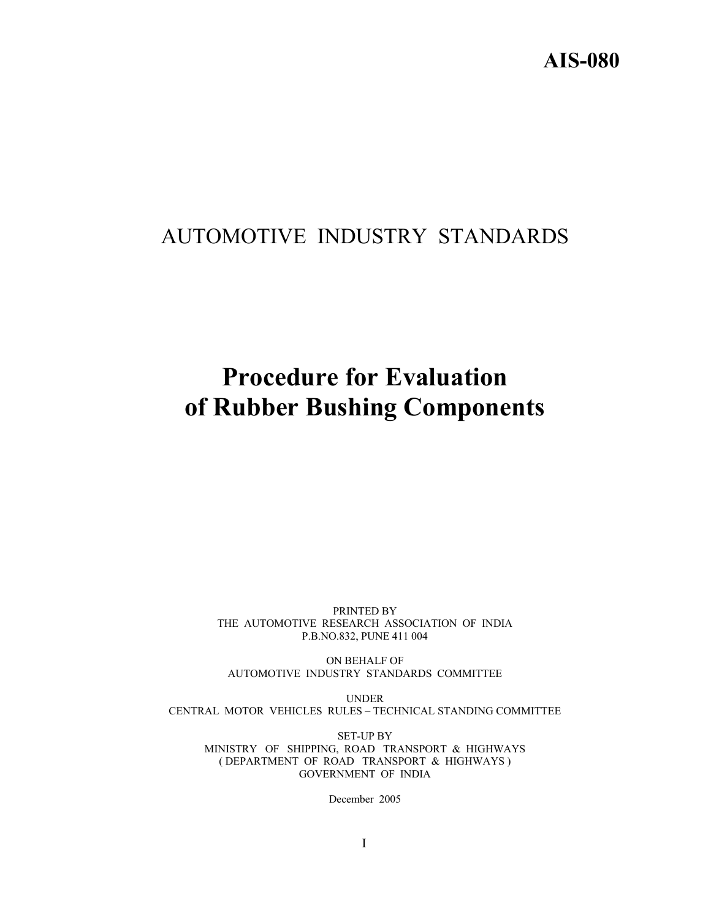**AIS-080**

# AUTOMOTIVE INDUSTRY STANDARDS

# Procedure for Evaluation of Rubber Bushing Components

PRINTED BY
THE AUTOMOTIVE RESEARCH ASSOCIATION OF INDIA
P.B.NO.832, PUNE 411 004

ON BEHALF OF
AUTOMOTIVE INDUSTRY STANDARDS COMMITTEE

UNDER
CENTRAL MOTOR VEHICLES RULES – TECHNICAL STANDING COMMITTEE

SET-UP BY
MINISTRY OF SHIPPING, ROAD TRANSPORT & HIGHWAYS
( DEPARTMENT OF ROAD TRANSPORT & HIGHWAYS )
GOVERNMENT OF INDIA

December 2005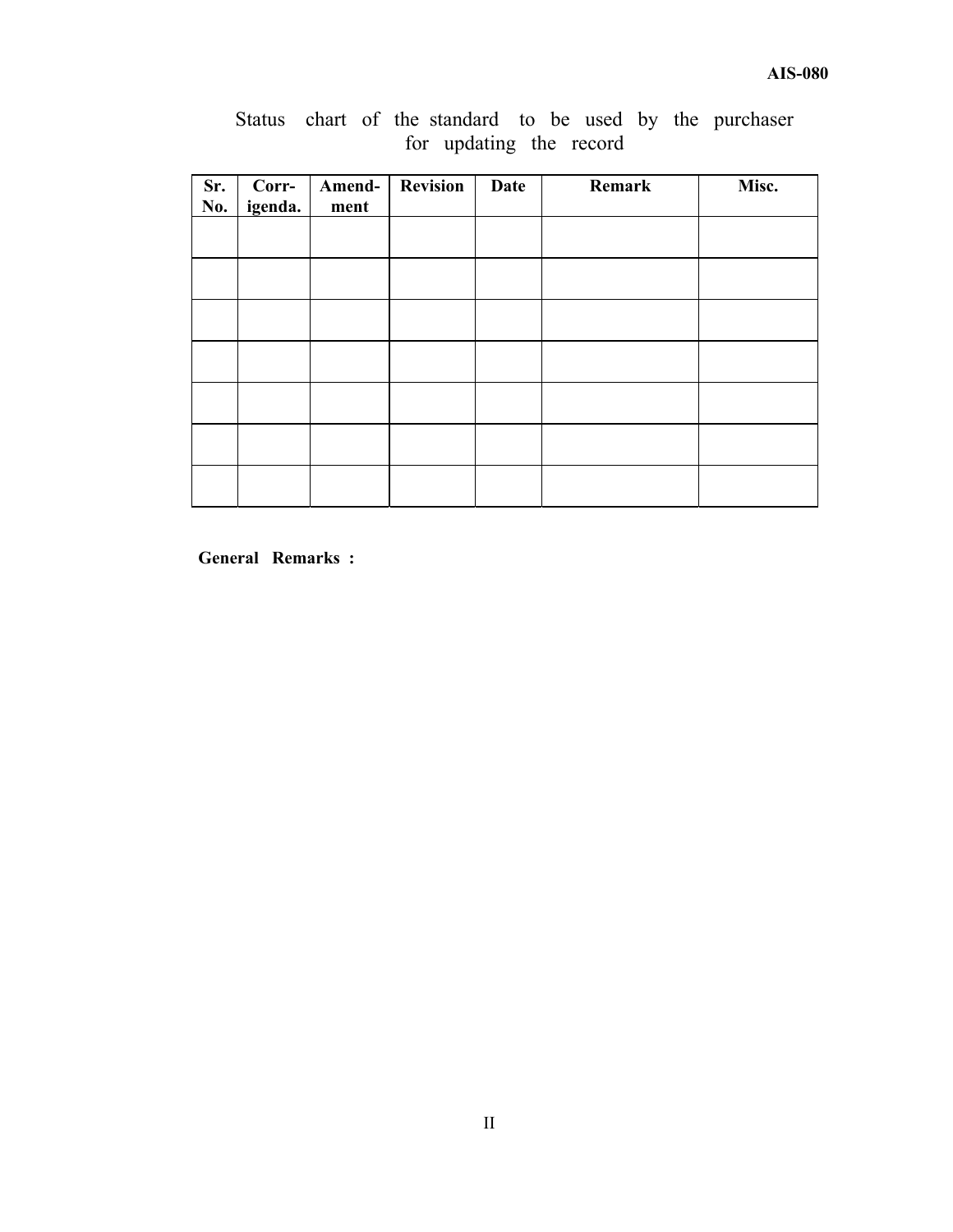Status chart of the standard to be used by the purchaser for updating the record

| Sr. No. | Corr-igenda. | Amend-ment | Revision | Date | Remark | Misc. |
|---|---|---|---|---|---|---|
| | | | | | | |
| | | | | | | |
| | | | | | | |
| | | | | | | |
| | | | | | | |
| | | | | | | |
| | | | | | | |

**General Remarks :**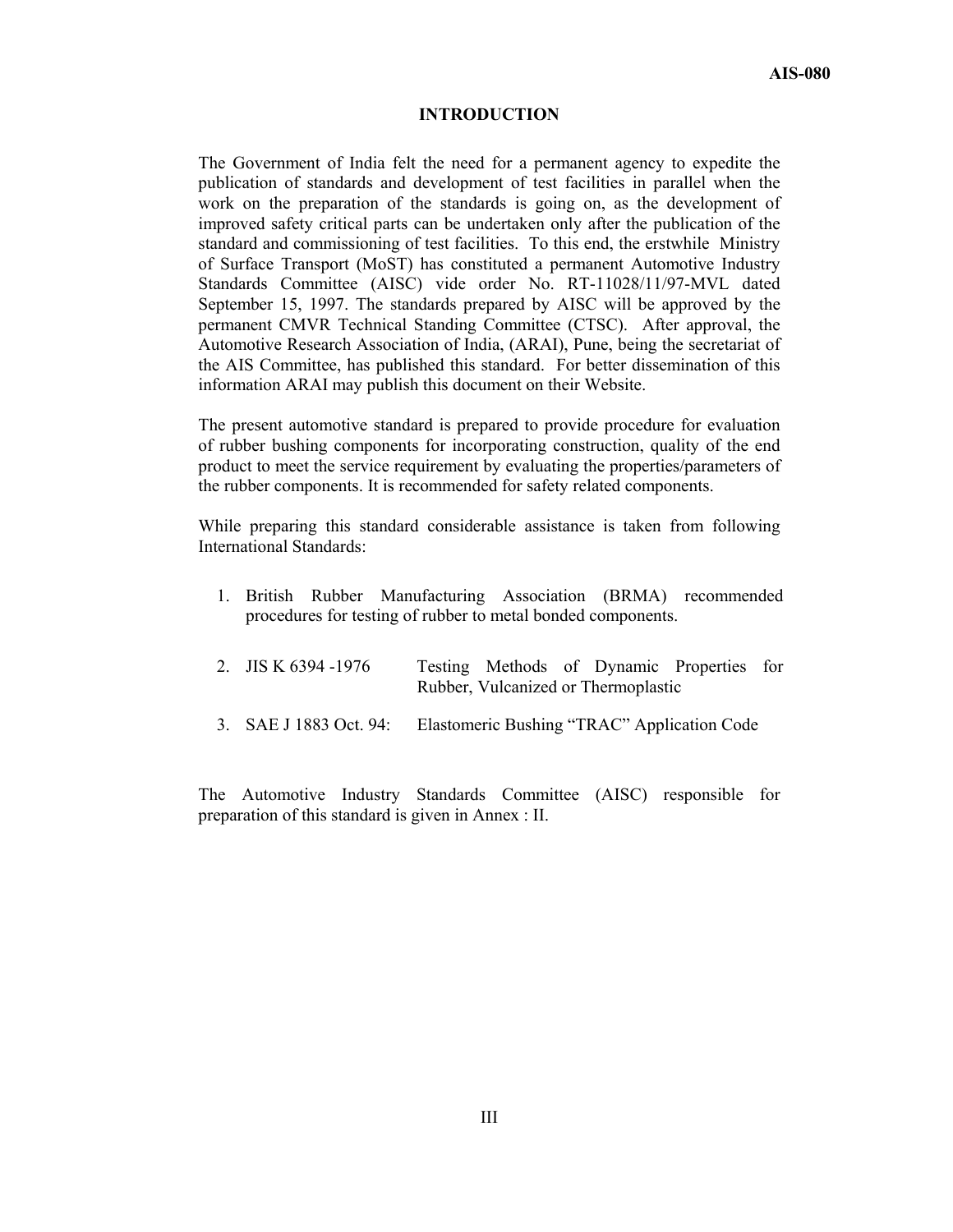# INTRODUCTION

The Government of India felt the need for a permanent agency to expedite the publication of standards and development of test facilities in parallel when the work on the preparation of the standards is going on, as the development of improved safety critical parts can be undertaken only after the publication of the standard and commissioning of test facilities. To this end, the erstwhile Ministry of Surface Transport (MoST) has constituted a permanent Automotive Industry Standards Committee (AISC) vide order No. RT-11028/11/97-MVL dated September 15, 1997. The standards prepared by AISC will be approved by the permanent CMVR Technical Standing Committee (CTSC). After approval, the Automotive Research Association of India, (ARAI), Pune, being the secretariat of the AIS Committee, has published this standard. For better dissemination of this information ARAI may publish this document on their Website.

The present automotive standard is prepared to provide procedure for evaluation of rubber bushing components for incorporating construction, quality of the end product to meet the service requirement by evaluating the properties/parameters of the rubber components. It is recommended for safety related components.

While preparing this standard considerable assistance is taken from following International Standards:

1. British Rubber Manufacturing Association (BRMA) recommended procedures for testing of rubber to metal bonded components.
2. JIS K 6394 -1976 Testing Methods of Dynamic Properties for Rubber, Vulcanized or Thermoplastic
3. SAE J 1883 Oct. 94: Elastomeric Bushing "TRAC" Application Code

The Automotive Industry Standards Committee (AISC) responsible for preparation of this standard is given in Annex : II.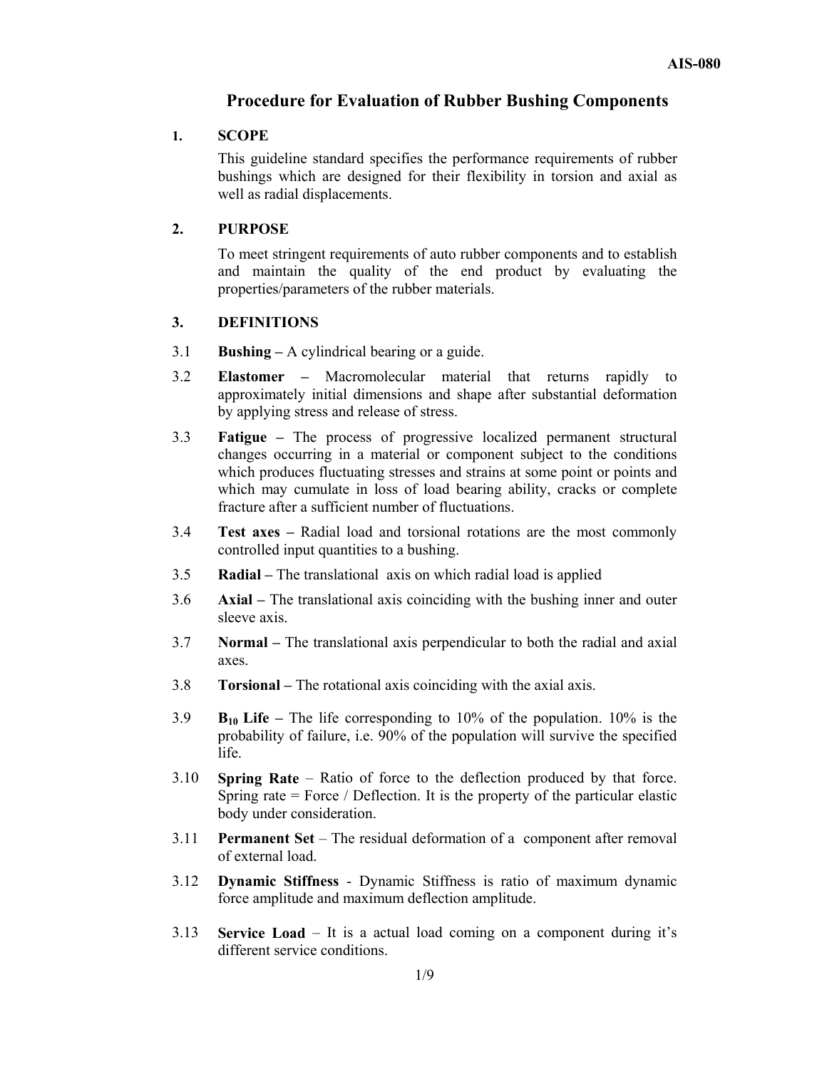# Procedure for Evaluation of Rubber Bushing Components

## 1. SCOPE

This guideline standard specifies the performance requirements of rubber bushings which are designed for their flexibility in torsion and axial as well as radial displacements.

## 2. PURPOSE

To meet stringent requirements of auto rubber components and to establish and maintain the quality of the end product by evaluating the properties/parameters of the rubber materials.

## 3. DEFINITIONS

3.1 **Bushing –** A cylindrical bearing or a guide.

3.2 **Elastomer –** Macromolecular material that returns rapidly to approximately initial dimensions and shape after substantial deformation by applying stress and release of stress.

3.3 **Fatigue –** The process of progressive localized permanent structural changes occurring in a material or component subject to the conditions which produces fluctuating stresses and strains at some point or points and which may cumulate in loss of load bearing ability, cracks or complete fracture after a sufficient number of fluctuations.

3.4 **Test axes –** Radial load and torsional rotations are the most commonly controlled input quantities to a bushing.

3.5 **Radial –** The translational axis on which radial load is applied

3.6 **Axial –** The translational axis coinciding with the bushing inner and outer sleeve axis.

3.7 **Normal –** The translational axis perpendicular to both the radial and axial axes.

3.8 **Torsional –** The rotational axis coinciding with the axial axis.

3.9 **$B_{10}$ Life –** The life corresponding to 10% of the population. 10% is the probability of failure, i.e. 90% of the population will survive the specified life.

3.10 **Spring Rate** – Ratio of force to the deflection produced by that force. Spring rate = Force / Deflection. It is the property of the particular elastic body under consideration.

3.11 **Permanent Set** – The residual deformation of a component after removal of external load.

3.12 **Dynamic Stiffness** - Dynamic Stiffness is ratio of maximum dynamic force amplitude and maximum deflection amplitude.

3.13 **Service Load** – It is a actual load coming on a component during it's different service conditions.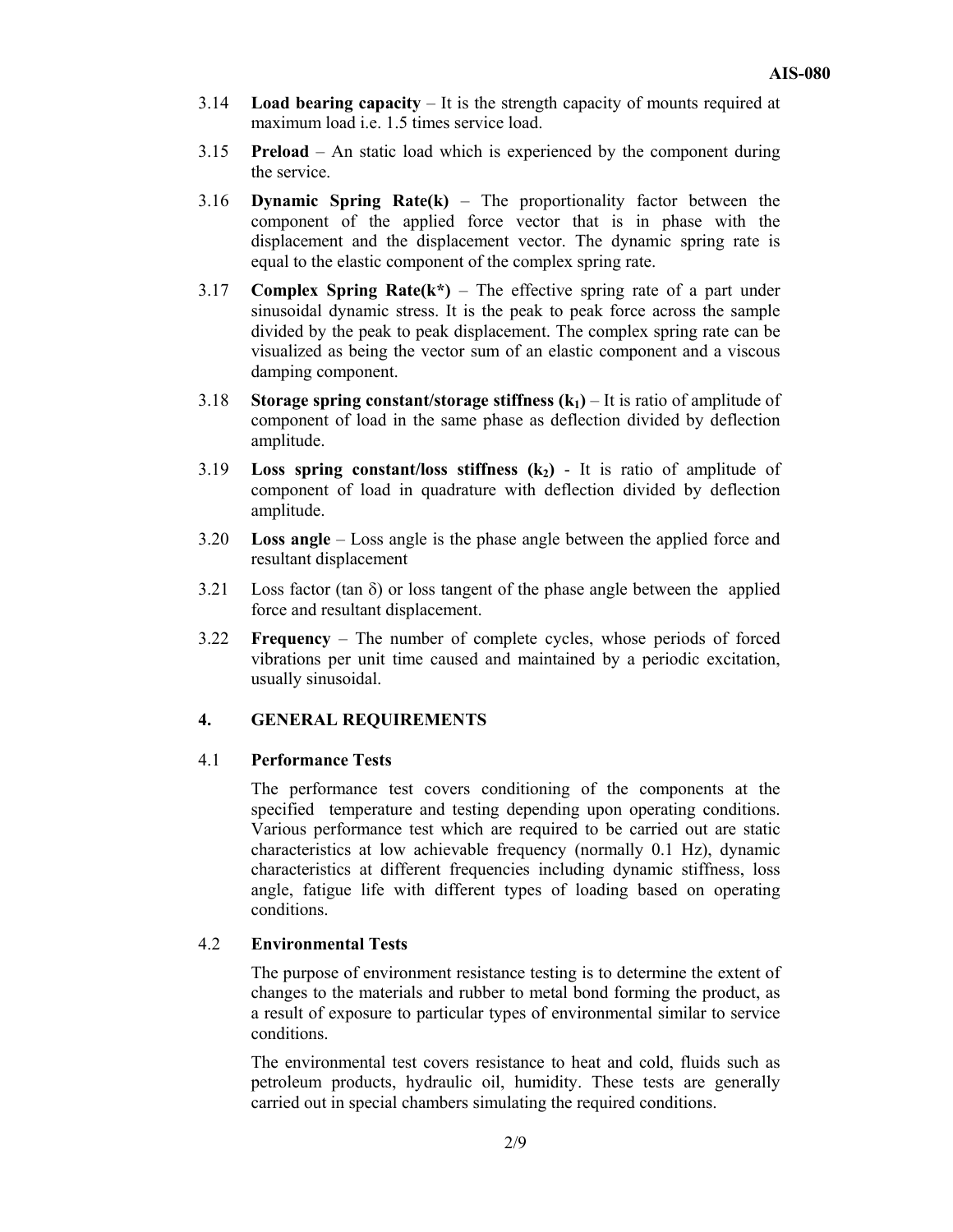3.14 **Load bearing capacity** – It is the strength capacity of mounts required at maximum load i.e. 1.5 times service load.

3.15 **Preload** – An static load which is experienced by the component during the service.

3.16 **Dynamic Spring Rate(k)** – The proportionality factor between the component of the applied force vector that is in phase with the displacement and the displacement vector. The dynamic spring rate is equal to the elastic component of the complex spring rate.

3.17 **Complex Spring Rate(k\*)** – The effective spring rate of a part under sinusoidal dynamic stress. It is the peak to peak force across the sample divided by the peak to peak displacement. The complex spring rate can be visualized as being the vector sum of an elastic component and a viscous damping component.

3.18 **Storage spring constant/storage stiffness ($k_1$)** – It is ratio of amplitude of component of load in the same phase as deflection divided by deflection amplitude.

3.19 **Loss spring constant/loss stiffness ($k_2$)** - It is ratio of amplitude of component of load in quadrature with deflection divided by deflection amplitude.

3.20 **Loss angle** – Loss angle is the phase angle between the applied force and resultant displacement

3.21 Loss factor (tan $\delta$) or loss tangent of the phase angle between the applied force and resultant displacement.

3.22 **Frequency** – The number of complete cycles, whose periods of forced vibrations per unit time caused and maintained by a periodic excitation, usually sinusoidal.

## 4. GENERAL REQUIREMENTS

### 4.1 Performance Tests

The performance test covers conditioning of the components at the specified temperature and testing depending upon operating conditions. Various performance test which are required to be carried out are static characteristics at low achievable frequency (normally 0.1 Hz), dynamic characteristics at different frequencies including dynamic stiffness, loss angle, fatigue life with different types of loading based on operating conditions.

### 4.2 Environmental Tests

The purpose of environment resistance testing is to determine the extent of changes to the materials and rubber to metal bond forming the product, as a result of exposure to particular types of environmental similar to service conditions.

The environmental test covers resistance to heat and cold, fluids such as petroleum products, hydraulic oil, humidity. These tests are generally carried out in special chambers simulating the required conditions.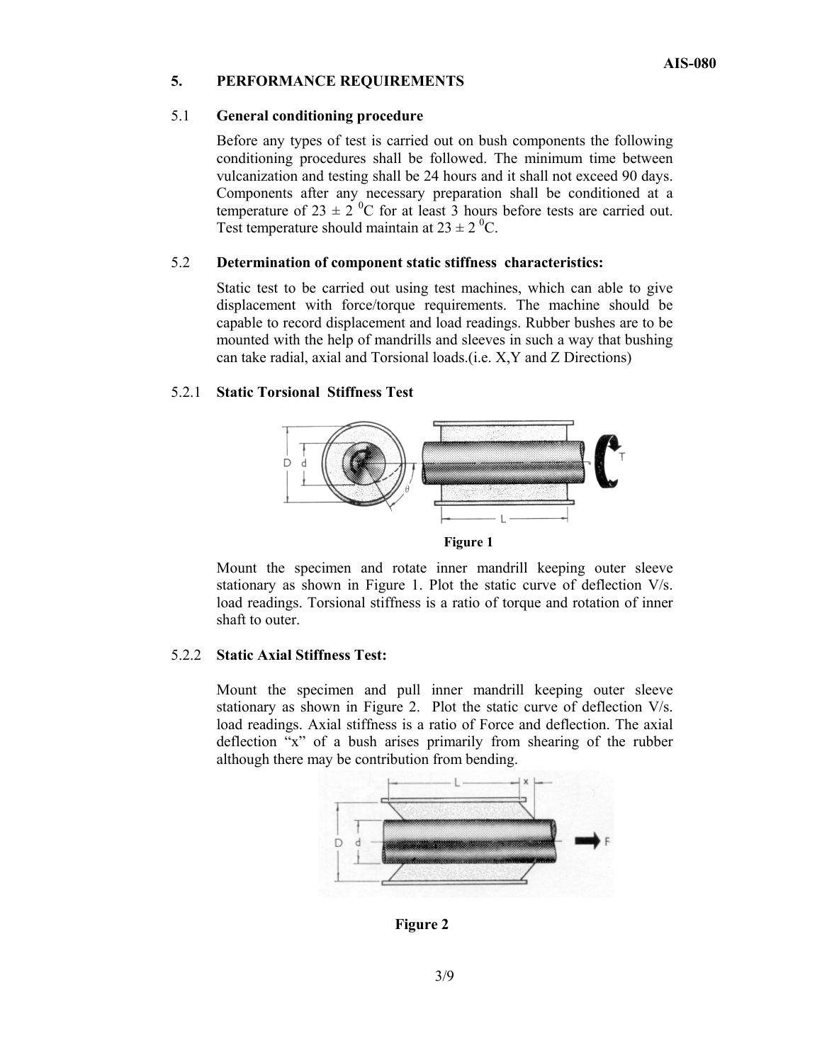## 5. PERFORMANCE REQUIREMENTS

### 5.1 General conditioning procedure

Before any types of test is carried out on bush components the following conditioning procedures shall be followed. The minimum time between vulcanization and testing shall be 24 hours and it shall not exceed 90 days. Components after any necessary preparation shall be conditioned at a temperature of $23 \pm 2\ ^0$C for at least 3 hours before tests are carried out. Test temperature should maintain at $23 \pm 2\ ^0$C.

### 5.2 Determination of component static stiffness characteristics:

Static test to be carried out using test machines, which can able to give displacement with force/torque requirements. The machine should be capable to record displacement and load readings. Rubber bushes are to be mounted with the help of mandrills and sleeves in such a way that bushing can take radial, axial and Torsional loads.(i.e. X,Y and Z Directions)

#### 5.2.1 Static Torsional Stiffness Test

**Figure 1**

Mount the specimen and rotate inner mandrill keeping outer sleeve stationary as shown in Figure 1. Plot the static curve of deflection V/s. load readings. Torsional stiffness is a ratio of torque and rotation of inner shaft to outer.

#### 5.2.2 Static Axial Stiffness Test:

Mount the specimen and pull inner mandrill keeping outer sleeve stationary as shown in Figure 2. Plot the static curve of deflection V/s. load readings. Axial stiffness is a ratio of Force and deflection. The axial deflection "x" of a bush arises primarily from shearing of the rubber although there may be contribution from bending.

**Figure 2**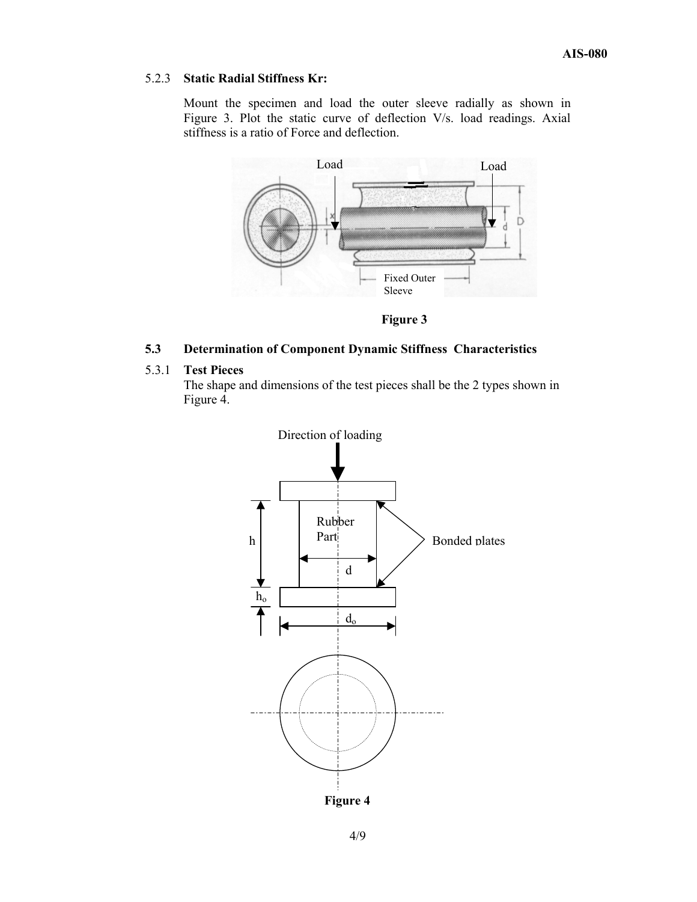5.2.3 **Static Radial Stiffness Kr:**

Mount the specimen and load the outer sleeve radially as shown in Figure 3. Plot the static curve of deflection V/s. load readings. Axial stiffness is a ratio of Force and deflection.

**Figure 3**

## 5.3 Determination of Component Dynamic Stiffness Characteristics

5.3.1 **Test Pieces**

The shape and dimensions of the test pieces shall be the 2 types shown in Figure 4.

**Figure 4**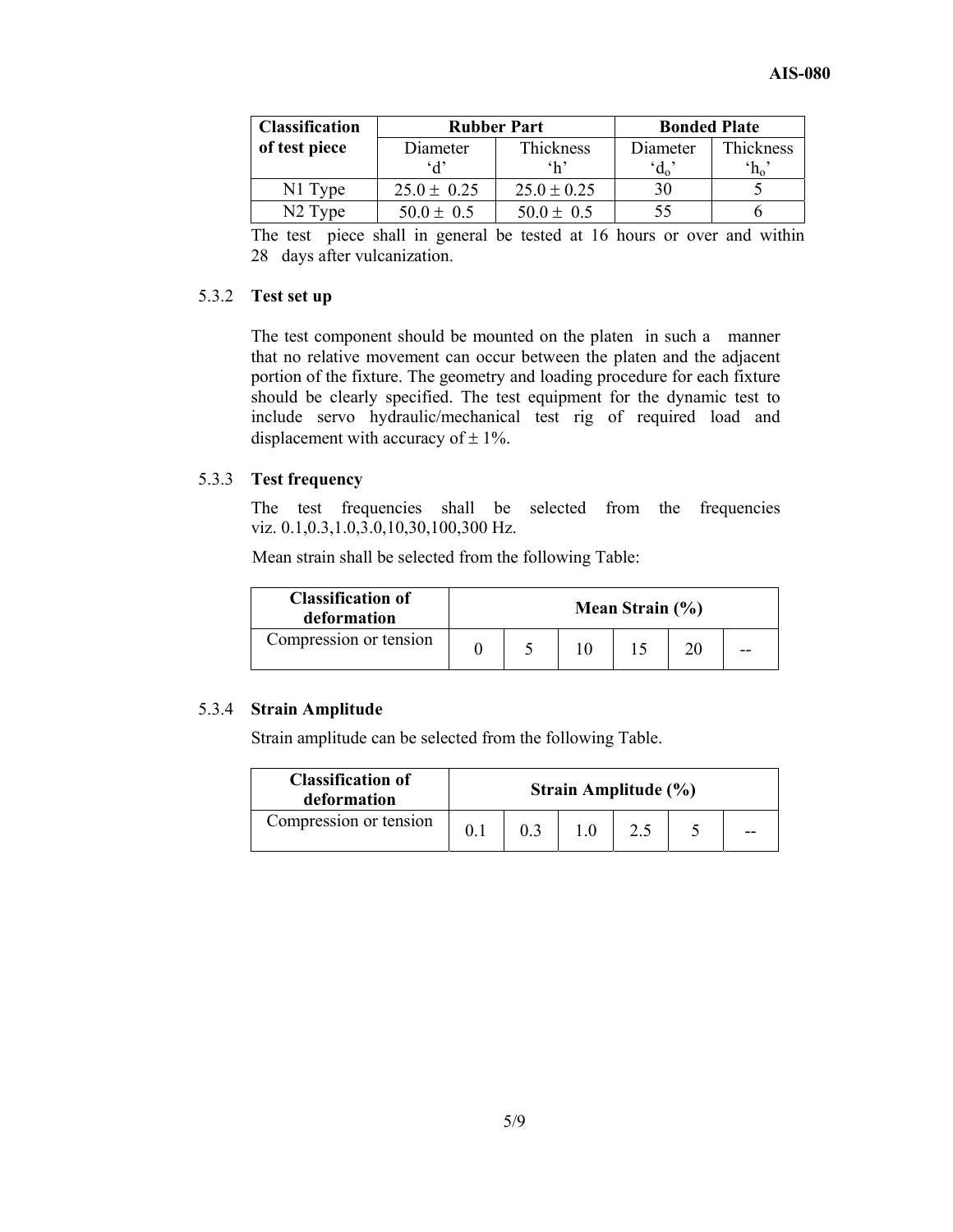| Classification of test piece | Rubber Part | | Bonded Plate | |
|---|---|---|---|---|
| | Diameter 'd' | Thickness 'h' | Diameter '$d_o$' | Thickness '$h_o$' |
| N1 Type | 25.0 ± 0.25 | 25.0 ± 0.25 | 30 | 5 |
| N2 Type | 50.0 ± 0.5 | 50.0 ± 0.5 | 55 | 6 |

The test piece shall in general be tested at 16 hours or over and within 28 days after vulcanization.

5.3.2 **Test set up**

The test component should be mounted on the platen in such a manner that no relative movement can occur between the platen and the adjacent portion of the fixture. The geometry and loading procedure for each fixture should be clearly specified. The test equipment for the dynamic test to include servo hydraulic/mechanical test rig of required load and displacement with accuracy of ± 1%.

5.3.3 **Test frequency**

The test frequencies shall be selected from the frequencies viz. 0.1,0.3,1.0,3.0,10,30,100,300 Hz.

Mean strain shall be selected from the following Table:

| Classification of deformation | Mean Strain (%) | | | | | |
|---|---|---|---|---|---|---|
| Compression or tension | 0 | 5 | 10 | 15 | 20 | -- |

5.3.4 **Strain Amplitude**

Strain amplitude can be selected from the following Table.

| Classification of deformation | Strain Amplitude (%) | | | | | |
|---|---|---|---|---|---|---|
| Compression or tension | 0.1 | 0.3 | 1.0 | 2.5 | 5 | -- |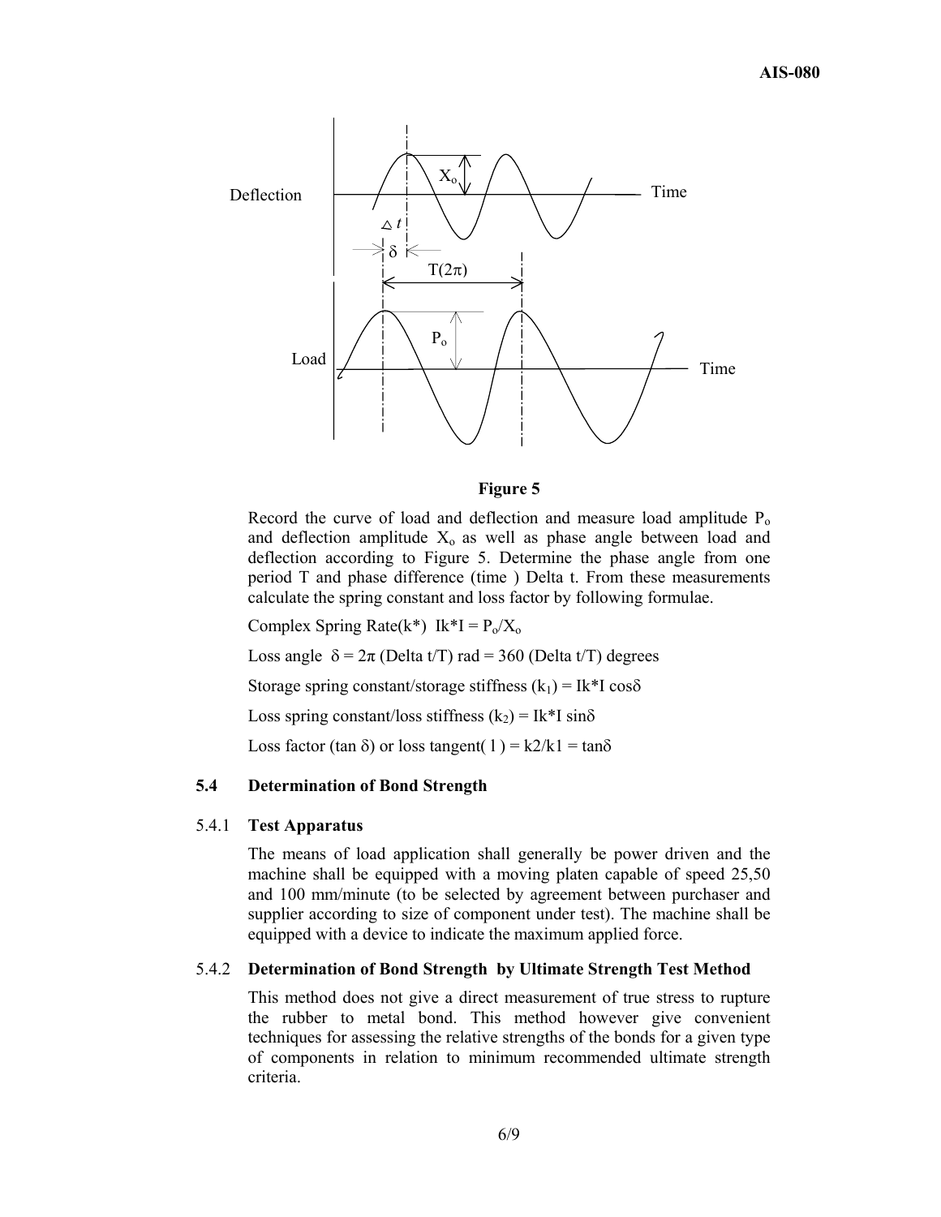**Figure 5**

Record the curve of load and deflection and measure load amplitude $P_o$ and deflection amplitude $X_o$ as well as phase angle between load and deflection according to Figure 5. Determine the phase angle from one period T and phase difference (time ) Delta t. From these measurements calculate the spring constant and loss factor by following formulae.

Complex Spring Rate(k*) Ik*I = $P_o/X_o$

Loss angle $\delta = 2\pi$ (Delta t/T) rad = 360 (Delta t/T) degrees

Storage spring constant/storage stiffness ($k_1$) = Ik*I cos$\delta$

Loss spring constant/loss stiffness ($k_2$) = Ik*I sin$\delta$

Loss factor (tan $\delta$) or loss tangent( l ) = k2/k1 = tan$\delta$

## 5.4 Determination of Bond Strength

### 5.4.1 Test Apparatus

The means of load application shall generally be power driven and the machine shall be equipped with a moving platen capable of speed 25,50 and 100 mm/minute (to be selected by agreement between purchaser and supplier according to size of component under test). The machine shall be equipped with a device to indicate the maximum applied force.

### 5.4.2 Determination of Bond Strength by Ultimate Strength Test Method

This method does not give a direct measurement of true stress to rupture the rubber to metal bond. This method however give convenient techniques for assessing the relative strengths of the bonds for a given type of components in relation to minimum recommended ultimate strength criteria.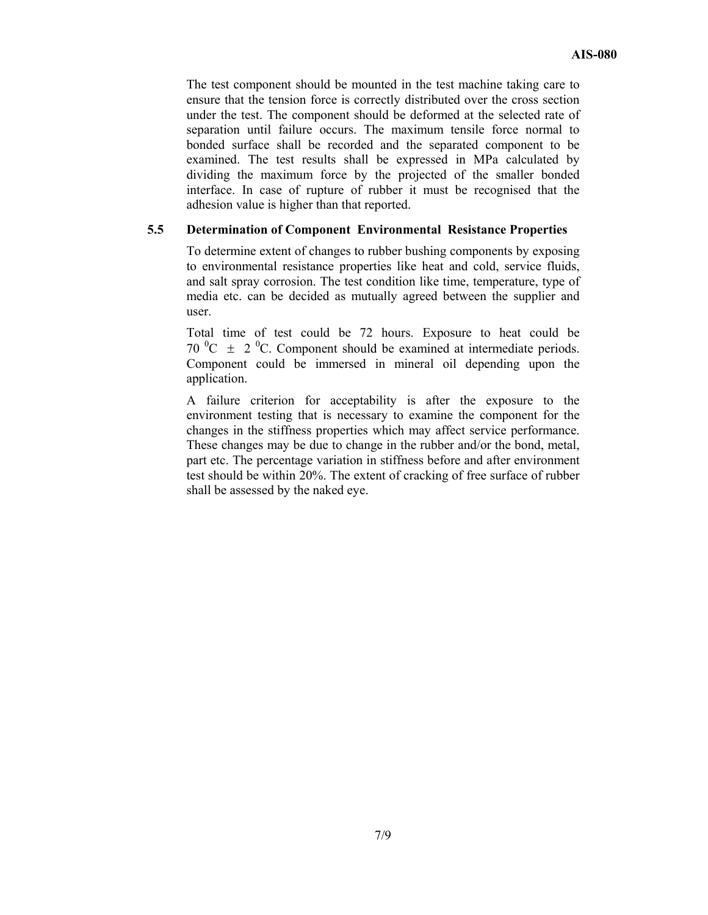The test component should be mounted in the test machine taking care to ensure that the tension force is correctly distributed over the cross section under the test. The component should be deformed at the selected rate of separation until failure occurs. The maximum tensile force normal to bonded surface shall be recorded and the separated component to be examined. The test results shall be expressed in MPa calculated by dividing the maximum force by the projected of the smaller bonded interface. In case of rupture of rubber it must be recognised that the adhesion value is higher than that reported.

### 5.5 Determination of Component Environmental Resistance Properties

To determine extent of changes to rubber bushing components by exposing to environmental resistance properties like heat and cold, service fluids, and salt spray corrosion. The test condition like time, temperature, type of media etc. can be decided as mutually agreed between the supplier and user.

Total time of test could be 72 hours. Exposure to heat could be 70 $^0$C ± 2 $^0$C. Component should be examined at intermediate periods. Component could be immersed in mineral oil depending upon the application.

A failure criterion for acceptability is after the exposure to the environment testing that is necessary to examine the component for the changes in the stiffness properties which may affect service performance. These changes may be due to change in the rubber and/or the bond, metal, part etc. The percentage variation in stiffness before and after environment test should be within 20%. The extent of cracking of free surface of rubber shall be assessed by the naked eye.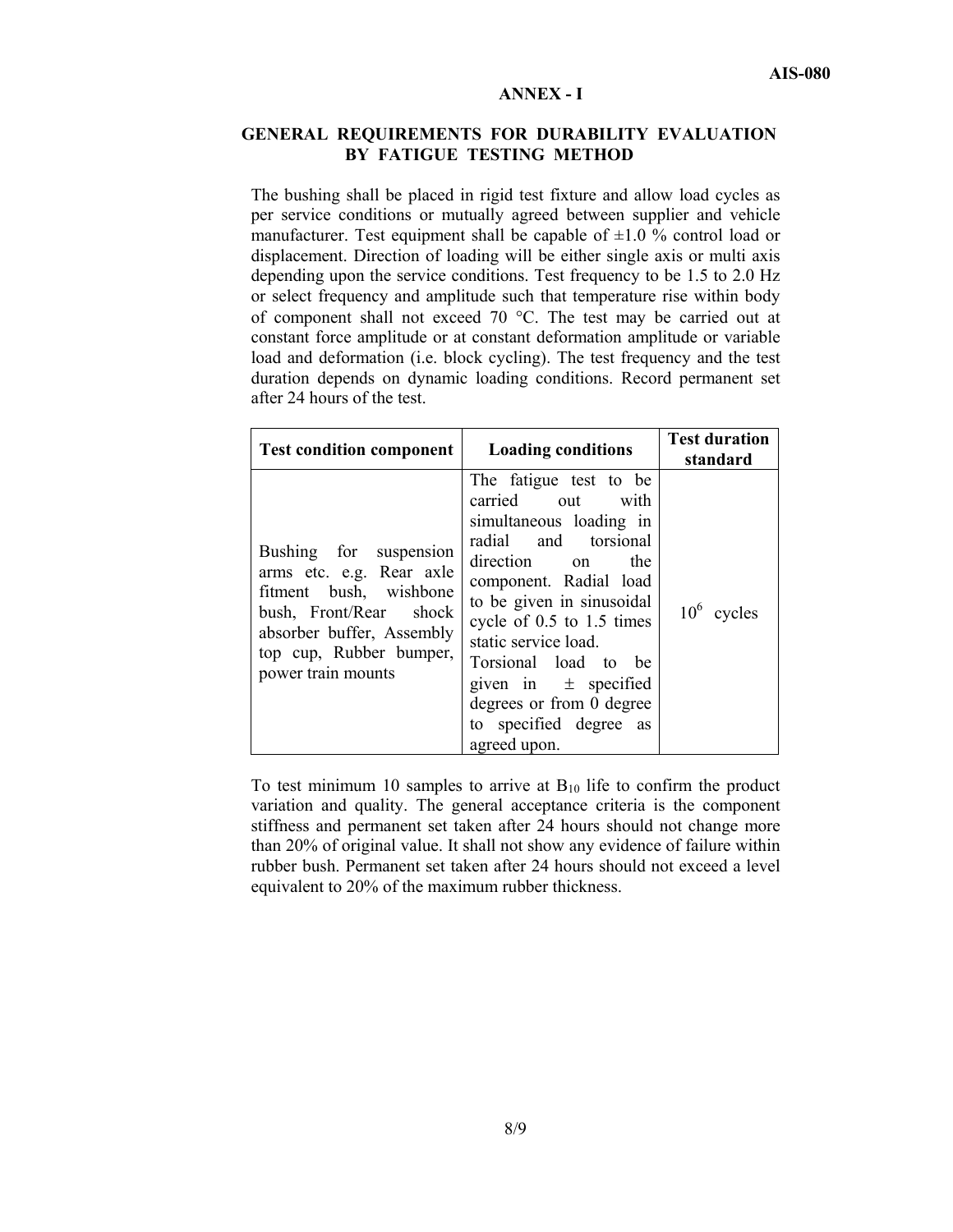## ANNEX - I

### GENERAL REQUIREMENTS FOR DURABILITY EVALUATION BY FATIGUE TESTING METHOD

The bushing shall be placed in rigid test fixture and allow load cycles as per service conditions or mutually agreed between supplier and vehicle manufacturer. Test equipment shall be capable of ±1.0 % control load or displacement. Direction of loading will be either single axis or multi axis depending upon the service conditions. Test frequency to be 1.5 to 2.0 Hz or select frequency and amplitude such that temperature rise within body of component shall not exceed 70 °C. The test may be carried out at constant force amplitude or at constant deformation amplitude or variable load and deformation (i.e. block cycling). The test frequency and the test duration depends on dynamic loading conditions. Record permanent set after 24 hours of the test.

| Test condition component | Loading conditions | Test duration standard |
|---|---|---|
| Bushing for suspension arms etc. e.g. Rear axle fitment bush, wishbone bush, Front/Rear shock absorber buffer, Assembly top cup, Rubber bumper, power train mounts | The fatigue test to be carried out with simultaneous loading in radial and torsional direction on the component. Radial load to be given in sinusoidal cycle of 0.5 to 1.5 times static service load. Torsional load to be given in ± specified degrees or from 0 degree to specified degree as agreed upon. | $10^6$ cycles |

To test minimum 10 samples to arrive at $B_{10}$ life to confirm the product variation and quality. The general acceptance criteria is the component stiffness and permanent set taken after 24 hours should not change more than 20% of original value. It shall not show any evidence of failure within rubber bush. Permanent set taken after 24 hours should not exceed a level equivalent to 20% of the maximum rubber thickness.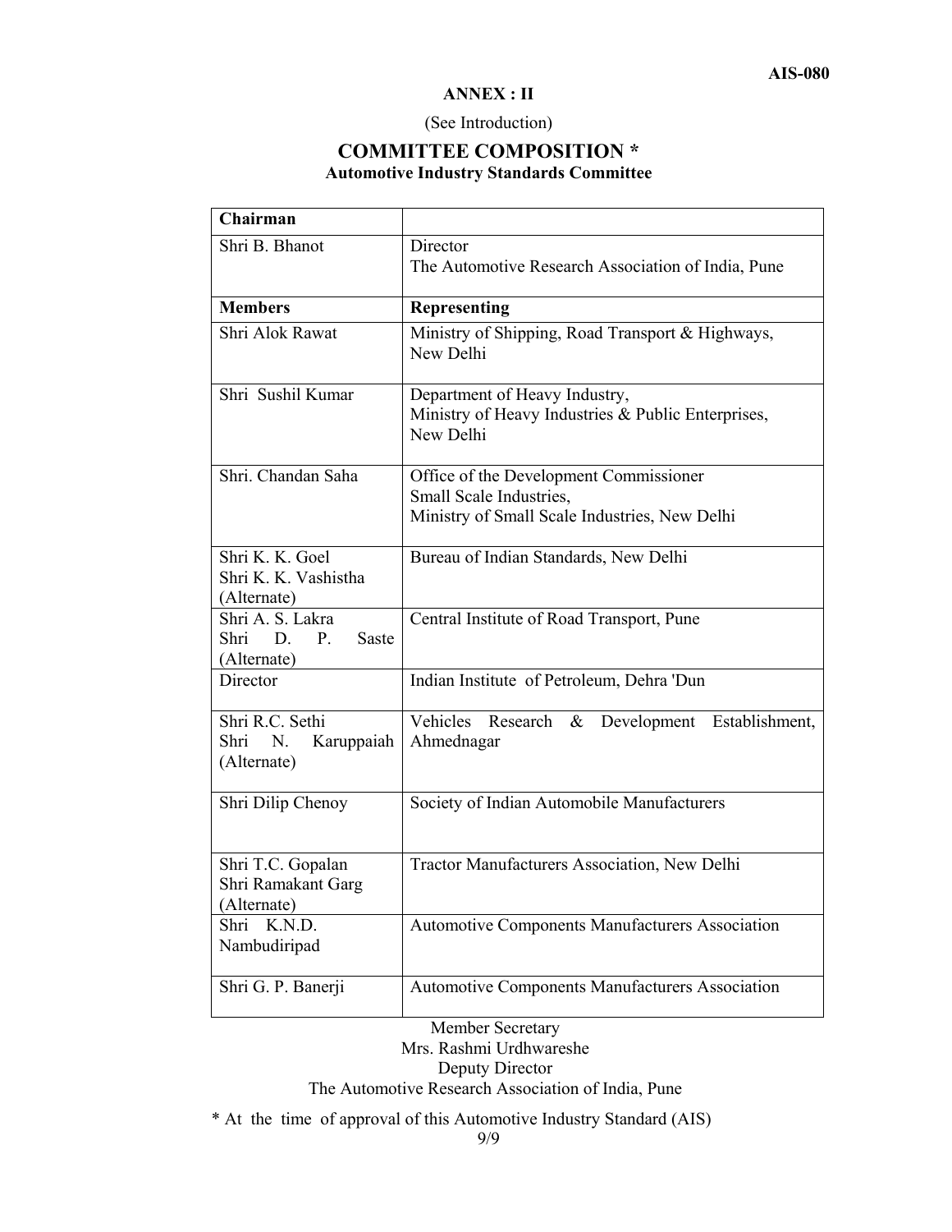## ANNEX : II

(See Introduction)

# COMMITTEE COMPOSITION *

### Automotive Industry Standards Committee

| **Chairman** | |
|---|---|
| Shri B. Bhanot | Director<br>The Automotive Research Association of India, Pune |
| **Members** | **Representing** |
| Shri Alok Rawat | Ministry of Shipping, Road Transport & Highways, New Delhi |
| Shri Sushil Kumar | Department of Heavy Industry,<br>Ministry of Heavy Industries & Public Enterprises, New Delhi |
| Shri. Chandan Saha | Office of the Development Commissioner<br>Small Scale Industries,<br>Ministry of Small Scale Industries, New Delhi |
| Shri K. K. Goel<br>Shri K. K. Vashistha (Alternate) | Bureau of Indian Standards, New Delhi |
| Shri A. S. Lakra<br>Shri D. P. Saste (Alternate) | Central Institute of Road Transport, Pune |
| Director | Indian Institute of Petroleum, Dehra 'Dun |
| Shri R.C. Sethi<br>Shri N. Karuppaiah (Alternate) | Vehicles Research & Development Establishment, Ahmednagar |
| Shri Dilip Chenoy | Society of Indian Automobile Manufacturers |
| Shri T.C. Gopalan<br>Shri Ramakant Garg (Alternate) | Tractor Manufacturers Association, New Delhi |
| Shri K.N.D. Nambudiripad | Automotive Components Manufacturers Association |
| Shri G. P. Banerji | Automotive Components Manufacturers Association |

Member Secretary<br>
Mrs. Rashmi Urdhwareshe<br>
Deputy Director<br>
The Automotive Research Association of India, Pune

* At the time of approval of this Automotive Industry Standard (AIS)